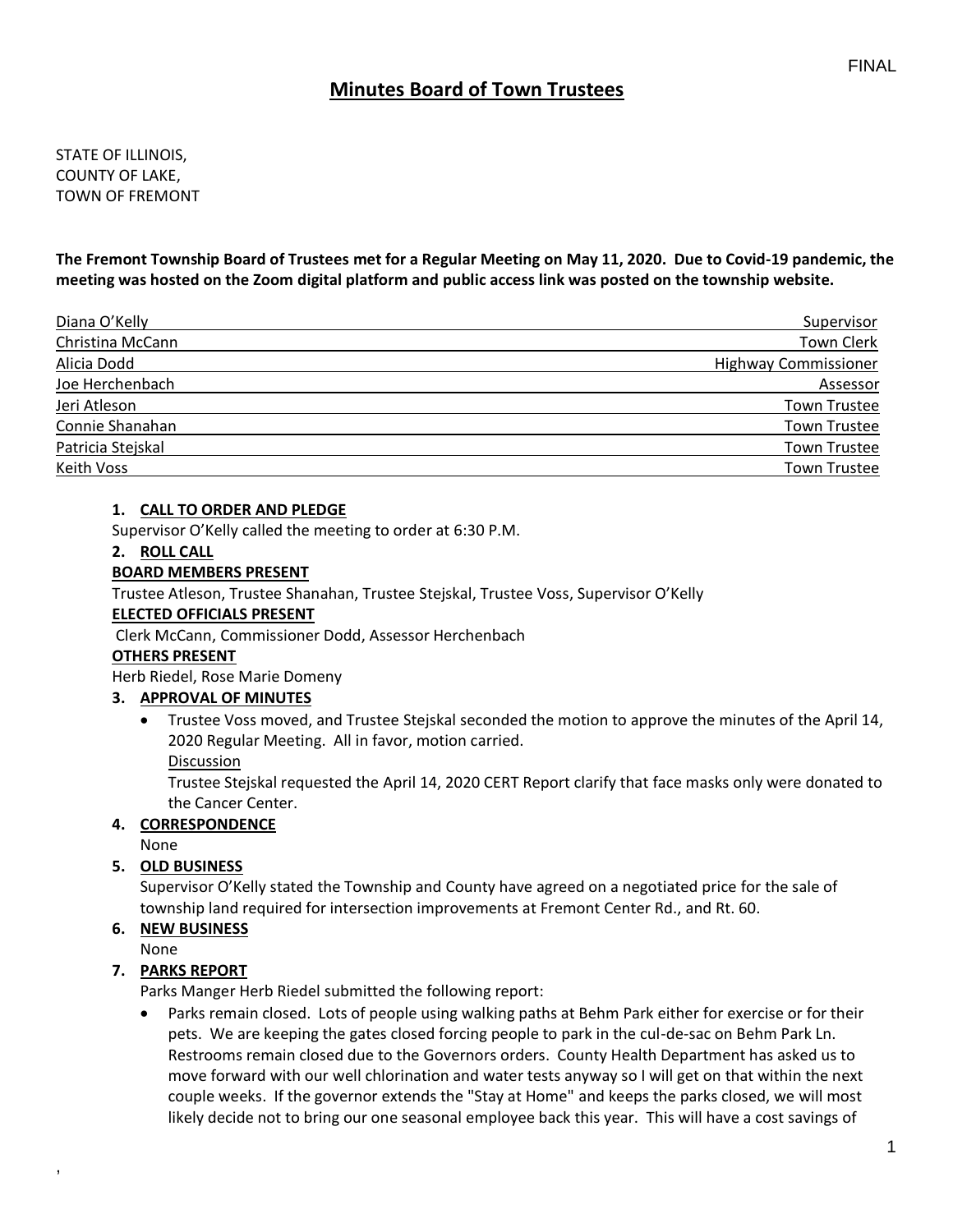FINAL

# Minutes Board of Town Trustees

STATE OF ILLINOIS,
COUNTY OF LAKE,
TOWN OF FREMONT

**The Fremont Township Board of Trustees met for a Regular Meeting on May 11, 2020. Due to Covid-19 pandemic, the meeting was hosted on the Zoom digital platform and public access link was posted on the township website.**

| | |
|---|---|
| Diana O'Kelly | Supervisor |
| Christina McCann | Town Clerk |
| Alicia Dodd | Highway Commissioner |
| Joe Herchenbach | Assessor |
| Jeri Atleson | Town Trustee |
| Connie Shanahan | Town Trustee |
| Patricia Stejskal | Town Trustee |
| Keith Voss | Town Trustee |

1. **CALL TO ORDER AND PLEDGE**

Supervisor O'Kelly called the meeting to order at 6:30 P.M.

2. **ROLL CALL**

**BOARD MEMBERS PRESENT**

Trustee Atleson, Trustee Shanahan, Trustee Stejskal, Trustee Voss, Supervisor O'Kelly

**ELECTED OFFICIALS PRESENT**

Clerk McCann, Commissioner Dodd, Assessor Herchenbach

**OTHERS PRESENT**

Herb Riedel, Rose Marie Domeny

3. **APPROVAL OF MINUTES**

- Trustee Voss moved, and Trustee Stejskal seconded the motion to approve the minutes of the April 14, 2020 Regular Meeting. All in favor, motion carried.

  Discussion

  Trustee Stejskal requested the April 14, 2020 CERT Report clarify that face masks only were donated to the Cancer Center.

4. **CORRESPONDENCE**

None

5. **OLD BUSINESS**

Supervisor O'Kelly stated the Township and County have agreed on a negotiated price for the sale of township land required for intersection improvements at Fremont Center Rd., and Rt. 60.

6. **NEW BUSINESS**

None

7. **PARKS REPORT**

Parks Manger Herb Riedel submitted the following report:

- Parks remain closed. Lots of people using walking paths at Behm Park either for exercise or for their pets. We are keeping the gates closed forcing people to park in the cul-de-sac on Behm Park Ln. Restrooms remain closed due to the Governors orders. County Health Department has asked us to move forward with our well chlorination and water tests anyway so I will get on that within the next couple weeks. If the governor extends the "Stay at Home" and keeps the parks closed, we will most likely decide not to bring our one seasonal employee back this year. This will have a cost savings of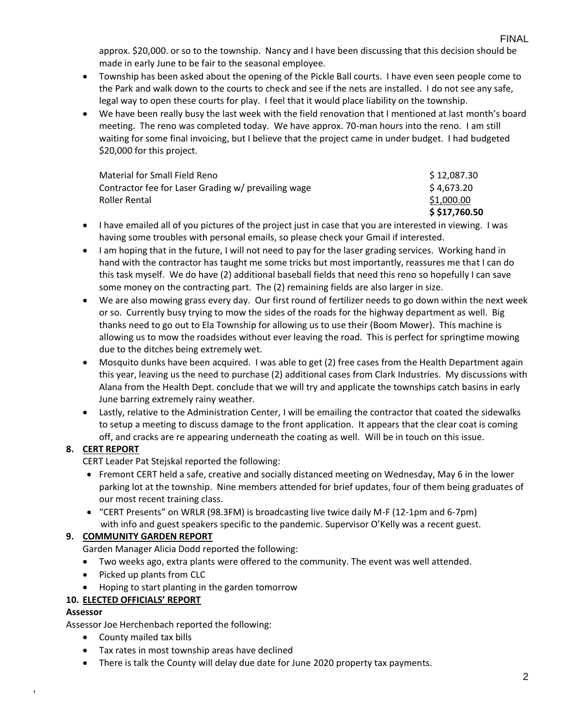approx. $20,000. or so to the township. Nancy and I have been discussing that this decision should be made in early June to be fair to the seasonal employee.

- Township has been asked about the opening of the Pickle Ball courts. I have even seen people come to the Park and walk down to the courts to check and see if the nets are installed. I do not see any safe, legal way to open these courts for play. I feel that it would place liability on the township.
- We have been really busy the last week with the field renovation that I mentioned at last month's board meeting. The reno was completed today. We have approx. 70-man hours into the reno. I am still waiting for some final invoicing, but I believe that the project came in under budget. I had budgeted $20,000 for this project.

| | |
|---|---|
| Material for Small Field Reno | $ 12,087.30 |
| Contractor fee for Laser Grading w/ prevailing wage | $ 4,673.20 |
| Roller Rental | $1,000.00 |
| | **$ $17,760.50** |

- I have emailed all of you pictures of the project just in case that you are interested in viewing. I was having some troubles with personal emails, so please check your Gmail if interested.
- I am hoping that in the future, I will not need to pay for the laser grading services. Working hand in hand with the contractor has taught me some tricks but most importantly, reassures me that I can do this task myself. We do have (2) additional baseball fields that need this reno so hopefully I can save some money on the contracting part. The (2) remaining fields are also larger in size.
- We are also mowing grass every day. Our first round of fertilizer needs to go down within the next week or so. Currently busy trying to mow the sides of the roads for the highway department as well. Big thanks need to go out to Ela Township for allowing us to use their (Boom Mower). This machine is allowing us to mow the roadsides without ever leaving the road. This is perfect for springtime mowing due to the ditches being extremely wet.
- Mosquito dunks have been acquired. I was able to get (2) free cases from the Health Department again this year, leaving us the need to purchase (2) additional cases from Clark Industries. My discussions with Alana from the Health Dept. conclude that we will try and applicate the townships catch basins in early June barring extremely rainy weather.
- Lastly, relative to the Administration Center, I will be emailing the contractor that coated the sidewalks to setup a meeting to discuss damage to the front application. It appears that the clear coat is coming off, and cracks are re appearing underneath the coating as well. Will be in touch on this issue.

**8. CERT REPORT**

CERT Leader Pat Stejskal reported the following:

- Fremont CERT held a safe, creative and socially distanced meeting on Wednesday, May 6 in the lower parking lot at the township. Nine members attended for brief updates, four of them being graduates of our most recent training class.
- "CERT Presents" on WRLR (98.3FM) is broadcasting live twice daily M-F (12-1pm and 6-7pm) with info and guest speakers specific to the pandemic. Supervisor O'Kelly was a recent guest.

**9. COMMUNITY GARDEN REPORT**

Garden Manager Alicia Dodd reported the following:

- Two weeks ago, extra plants were offered to the community. The event was well attended.
- Picked up plants from CLC
- Hoping to start planting in the garden tomorrow

**10. ELECTED OFFICIALS' REPORT**

**Assessor**

Assessor Joe Herchenbach reported the following:

- County mailed tax bills
- Tax rates in most township areas have declined
- There is talk the County will delay due date for June 2020 property tax payments.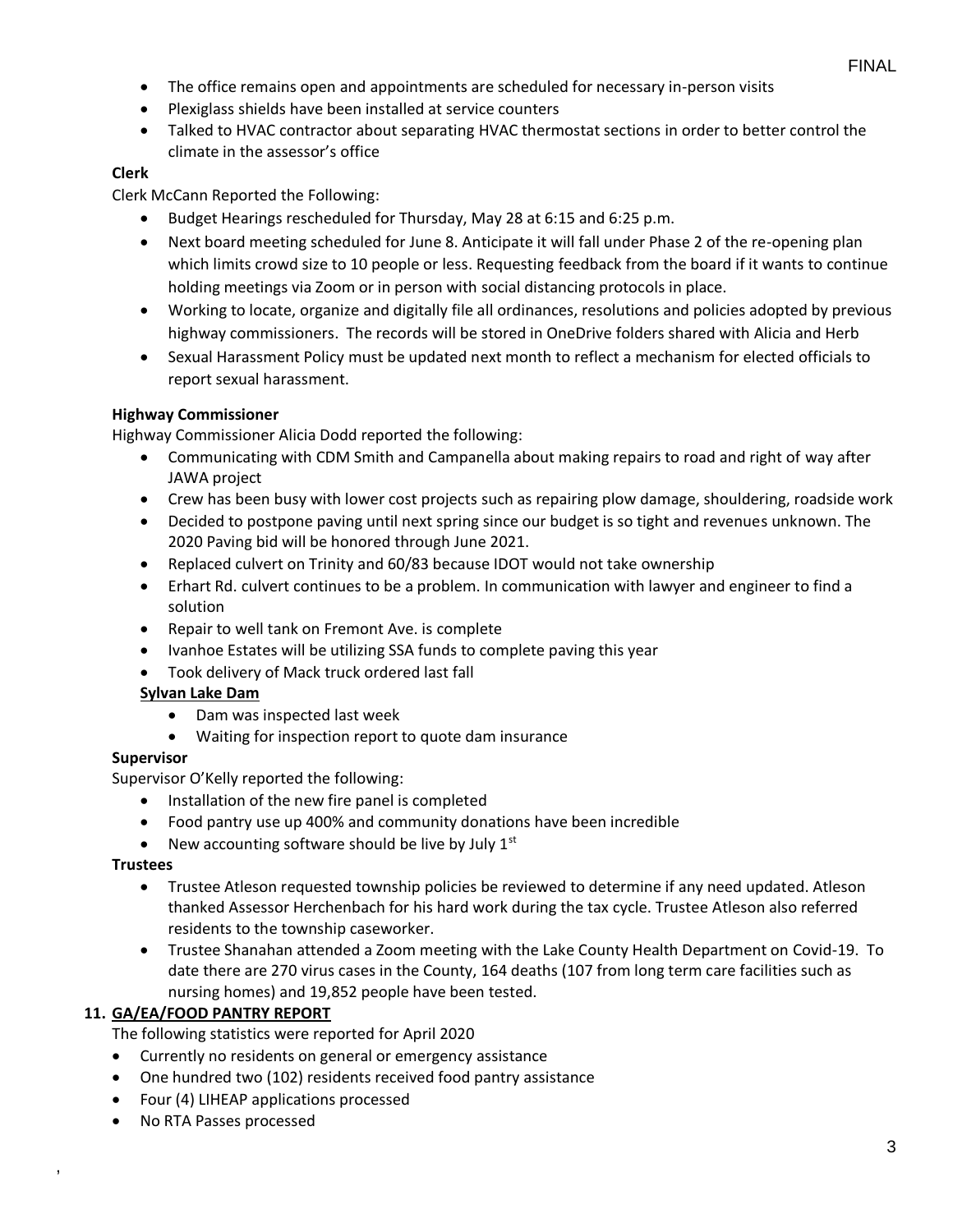- The office remains open and appointments are scheduled for necessary in-person visits
- Plexiglass shields have been installed at service counters
- Talked to HVAC contractor about separating HVAC thermostat sections in order to better control the climate in the assessor's office

**Clerk**

Clerk McCann Reported the Following:

- Budget Hearings rescheduled for Thursday, May 28 at 6:15 and 6:25 p.m.
- Next board meeting scheduled for June 8. Anticipate it will fall under Phase 2 of the re-opening plan which limits crowd size to 10 people or less. Requesting feedback from the board if it wants to continue holding meetings via Zoom or in person with social distancing protocols in place.
- Working to locate, organize and digitally file all ordinances, resolutions and policies adopted by previous highway commissioners. The records will be stored in OneDrive folders shared with Alicia and Herb
- Sexual Harassment Policy must be updated next month to reflect a mechanism for elected officials to report sexual harassment.

**Highway Commissioner**

Highway Commissioner Alicia Dodd reported the following:

- Communicating with CDM Smith and Campanella about making repairs to road and right of way after JAWA project
- Crew has been busy with lower cost projects such as repairing plow damage, shouldering, roadside work
- Decided to postpone paving until next spring since our budget is so tight and revenues unknown. The 2020 Paving bid will be honored through June 2021.
- Replaced culvert on Trinity and 60/83 because IDOT would not take ownership
- Erhart Rd. culvert continues to be a problem. In communication with lawyer and engineer to find a solution
- Repair to well tank on Fremont Ave. is complete
- Ivanhoe Estates will be utilizing SSA funds to complete paving this year
- Took delivery of Mack truck ordered last fall

**Sylvan Lake Dam**

- Dam was inspected last week
- Waiting for inspection report to quote dam insurance

**Supervisor**

Supervisor O'Kelly reported the following:

- Installation of the new fire panel is completed
- Food pantry use up 400% and community donations have been incredible
- New accounting software should be live by July 1st

**Trustees**

- Trustee Atleson requested township policies be reviewed to determine if any need updated. Atleson thanked Assessor Herchenbach for his hard work during the tax cycle. Trustee Atleson also referred residents to the township caseworker.
- Trustee Shanahan attended a Zoom meeting with the Lake County Health Department on Covid-19. To date there are 270 virus cases in the County, 164 deaths (107 from long term care facilities such as nursing homes) and 19,852 people have been tested.

**11. GA/EA/FOOD PANTRY REPORT**

The following statistics were reported for April 2020

- Currently no residents on general or emergency assistance
- One hundred two (102) residents received food pantry assistance
- Four (4) LIHEAP applications processed
- No RTA Passes processed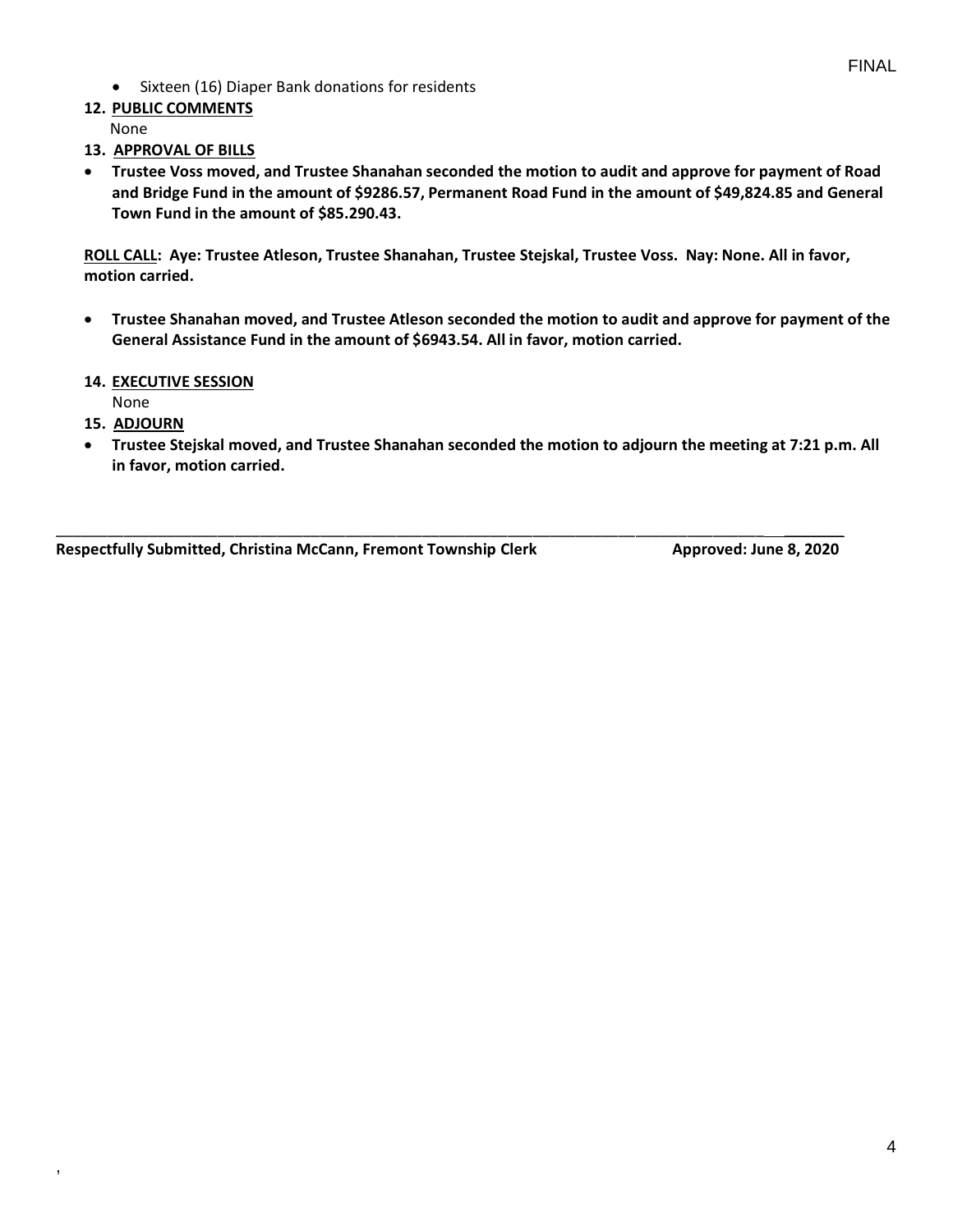- Sixteen (16) Diaper Bank donations for residents

**12. PUBLIC COMMENTS**

None

**13. APPROVAL OF BILLS**

- **Trustee Voss moved, and Trustee Shanahan seconded the motion to audit and approve for payment of Road and Bridge Fund in the amount of $9286.57, Permanent Road Fund in the amount of $49,824.85 and General Town Fund in the amount of $85.290.43.**

**ROLL CALL: Aye: Trustee Atleson, Trustee Shanahan, Trustee Stejskal, Trustee Voss. Nay: None. All in favor, motion carried.**

- **Trustee Shanahan moved, and Trustee Atleson seconded the motion to audit and approve for payment of the General Assistance Fund in the amount of $6943.54. All in favor, motion carried.**

**14. EXECUTIVE SESSION**

None

**15. ADJOURN**

- **Trustee Stejskal moved, and Trustee Shanahan seconded the motion to adjourn the meeting at 7:21 p.m. All in favor, motion carried.**

---

**Respectfully Submitted, Christina McCann, Fremont Township Clerk** **Approved: June 8, 2020**